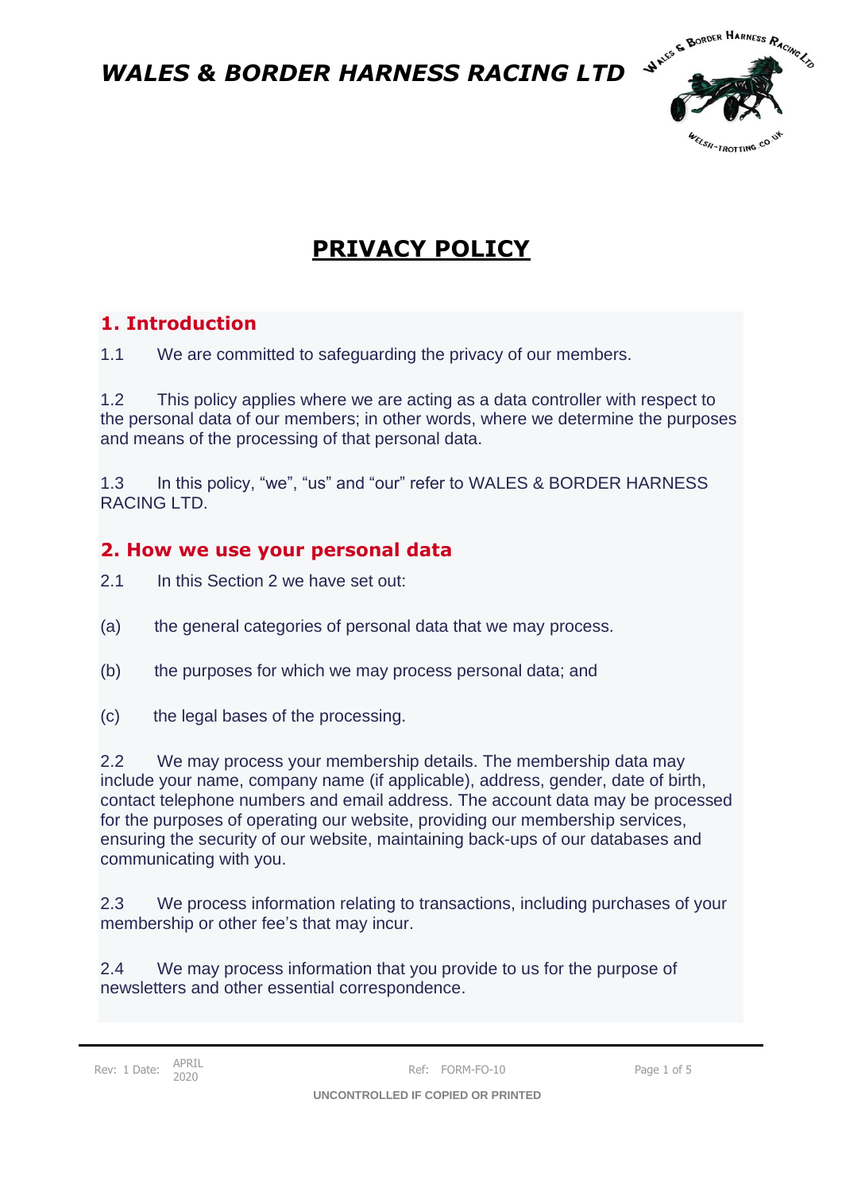# WALES & BORDER HARNESS RACING LTD

# PRIVACY POLICY

## 1. Introduction

1.1 We are committed to safeguarding the privacy of our members.

1.2 This policy applies where we are acting as a data controller with respect to the personal data of our members; in other words, where we determine the purposes and means of the processing of that personal data.

1.3 In this policy, "we", "us" and "our" refer to WALES & BORDER HARNESS RACING LTD.

## 2. How we use your personal data

2.1 In this Section 2 we have set out:

(a) the general categories of personal data that we may process.

(b) the purposes for which we may process personal data; and

(c) the legal bases of the processing.

2.2 We may process your membership details. The membership data may include your name, company name (if applicable), address, gender, date of birth, contact telephone numbers and email address. The account data may be processed for the purposes of operating our website, providing our membership services, ensuring the security of our website, maintaining back-ups of our databases and communicating with you.

2.3 We process information relating to transactions, including purchases of your membership or other fee's that may incur.

2.4 We may process information that you provide to us for the purpose of newsletters and other essential correspondence.

Rev: 1 Date: APRIL 2020 Ref: FORM-FO-10

UNCONTROLLED IF COPIED OR PRINTED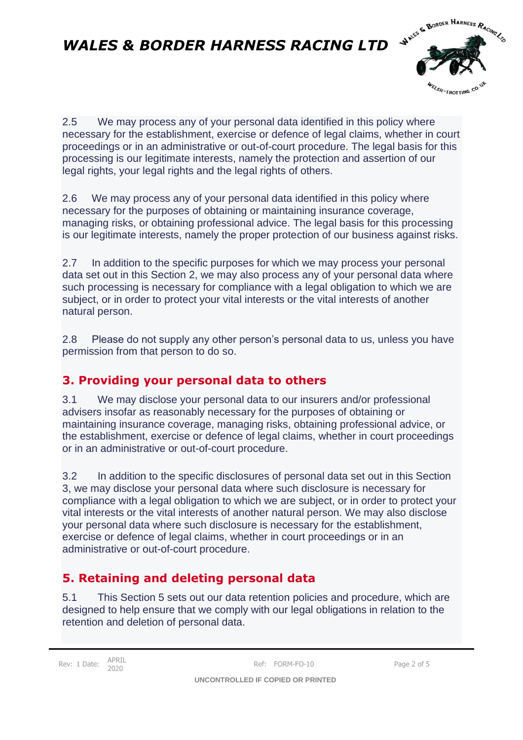2.5 We may process any of your personal data identified in this policy where necessary for the establishment, exercise or defence of legal claims, whether in court proceedings or in an administrative or out-of-court procedure. The legal basis for this processing is our legitimate interests, namely the protection and assertion of our legal rights, your legal rights and the legal rights of others.

2.6 We may process any of your personal data identified in this policy where necessary for the purposes of obtaining or maintaining insurance coverage, managing risks, or obtaining professional advice. The legal basis for this processing is our legitimate interests, namely the proper protection of our business against risks.

2.7 In addition to the specific purposes for which we may process your personal data set out in this Section 2, we may also process any of your personal data where such processing is necessary for compliance with a legal obligation to which we are subject, or in order to protect your vital interests or the vital interests of another natural person.

2.8 Please do not supply any other person's personal data to us, unless you have permission from that person to do so.

## 3. Providing your personal data to others

3.1 We may disclose your personal data to our insurers and/or professional advisers insofar as reasonably necessary for the purposes of obtaining or maintaining insurance coverage, managing risks, obtaining professional advice, or the establishment, exercise or defence of legal claims, whether in court proceedings or in an administrative or out-of-court procedure.

3.2 In addition to the specific disclosures of personal data set out in this Section 3, we may disclose your personal data where such disclosure is necessary for compliance with a legal obligation to which we are subject, or in order to protect your vital interests or the vital interests of another natural person. We may also disclose your personal data where such disclosure is necessary for the establishment, exercise or defence of legal claims, whether in court proceedings or in an administrative or out-of-court procedure.

## 5. Retaining and deleting personal data

5.1 This Section 5 sets out our data retention policies and procedure, which are designed to help ensure that we comply with our legal obligations in relation to the retention and deletion of personal data.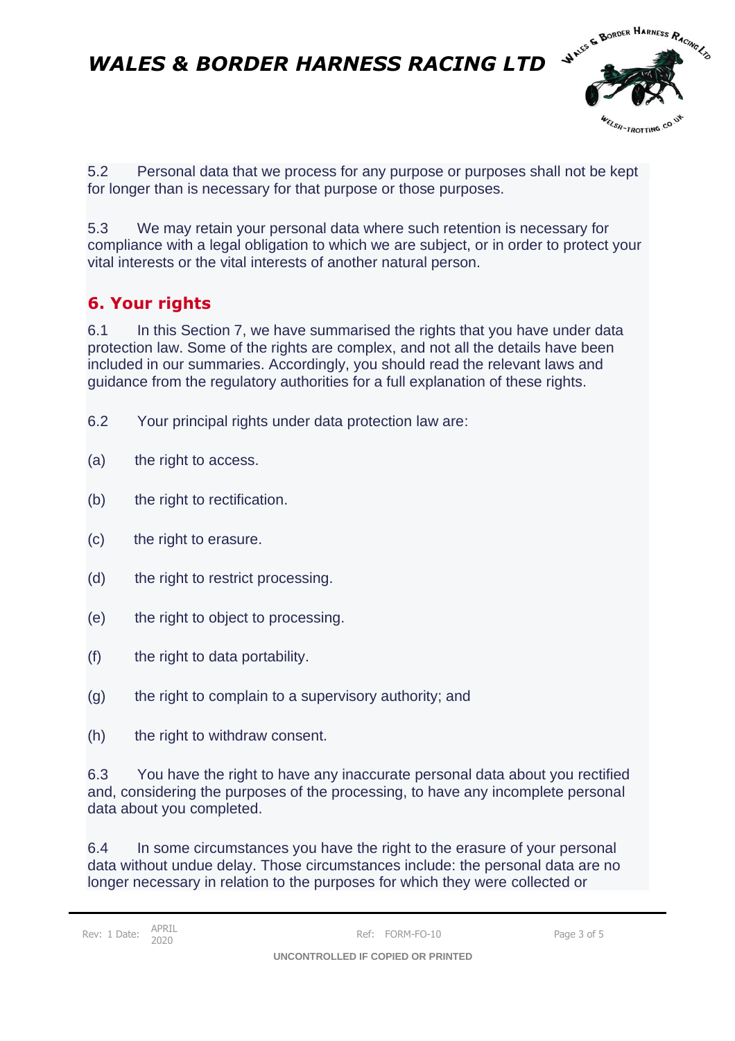5.2 Personal data that we process for any purpose or purposes shall not be kept for longer than is necessary for that purpose or those purposes.

5.3 We may retain your personal data where such retention is necessary for compliance with a legal obligation to which we are subject, or in order to protect your vital interests or the vital interests of another natural person.

## 6. Your rights

6.1 In this Section 7, we have summarised the rights that you have under data protection law. Some of the rights are complex, and not all the details have been included in our summaries. Accordingly, you should read the relevant laws and guidance from the regulatory authorities for a full explanation of these rights.

6.2 Your principal rights under data protection law are:

(a) the right to access.

(b) the right to rectification.

(c) the right to erasure.

(d) the right to restrict processing.

(e) the right to object to processing.

(f) the right to data portability.

(g) the right to complain to a supervisory authority; and

(h) the right to withdraw consent.

6.3 You have the right to have any inaccurate personal data about you rectified and, considering the purposes of the processing, to have any incomplete personal data about you completed.

6.4 In some circumstances you have the right to the erasure of your personal data without undue delay. Those circumstances include: the personal data are no longer necessary in relation to the purposes for which they were collected or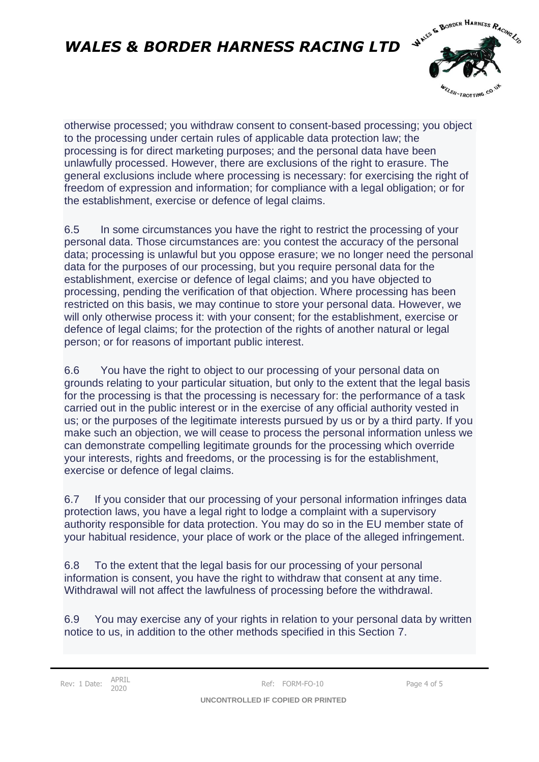otherwise processed; you withdraw consent to consent-based processing; you object to the processing under certain rules of applicable data protection law; the processing is for direct marketing purposes; and the personal data have been unlawfully processed. However, there are exclusions of the right to erasure. The general exclusions include where processing is necessary: for exercising the right of freedom of expression and information; for compliance with a legal obligation; or for the establishment, exercise or defence of legal claims.

6.5 In some circumstances you have the right to restrict the processing of your personal data. Those circumstances are: you contest the accuracy of the personal data; processing is unlawful but you oppose erasure; we no longer need the personal data for the purposes of our processing, but you require personal data for the establishment, exercise or defence of legal claims; and you have objected to processing, pending the verification of that objection. Where processing has been restricted on this basis, we may continue to store your personal data. However, we will only otherwise process it: with your consent; for the establishment, exercise or defence of legal claims; for the protection of the rights of another natural or legal person; or for reasons of important public interest.

6.6 You have the right to object to our processing of your personal data on grounds relating to your particular situation, but only to the extent that the legal basis for the processing is that the processing is necessary for: the performance of a task carried out in the public interest or in the exercise of any official authority vested in us; or the purposes of the legitimate interests pursued by us or by a third party. If you make such an objection, we will cease to process the personal information unless we can demonstrate compelling legitimate grounds for the processing which override your interests, rights and freedoms, or the processing is for the establishment, exercise or defence of legal claims.

6.7 If you consider that our processing of your personal information infringes data protection laws, you have a legal right to lodge a complaint with a supervisory authority responsible for data protection. You may do so in the EU member state of your habitual residence, your place of work or the place of the alleged infringement.

6.8 To the extent that the legal basis for our processing of your personal information is consent, you have the right to withdraw that consent at any time. Withdrawal will not affect the lawfulness of processing before the withdrawal.

6.9 You may exercise any of your rights in relation to your personal data by written notice to us, in addition to the other methods specified in this Section 7.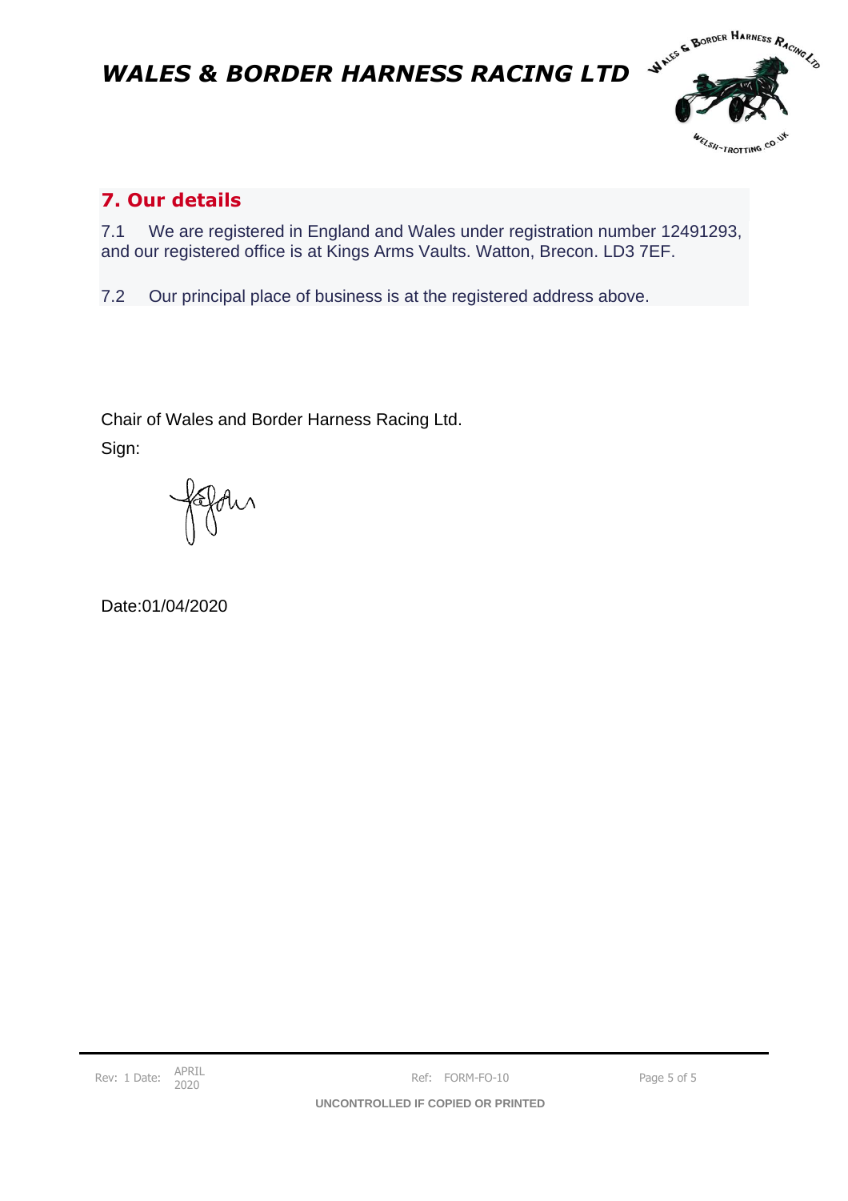## 7. Our details

7.1 We are registered in England and Wales under registration number 12491293, and our registered office is at Kings Arms Vaults. Watton, Brecon. LD3 7EF.

7.2 Our principal place of business is at the registered address above.

Chair of Wales and Border Harness Racing Ltd.

Sign:

Date:01/04/2020